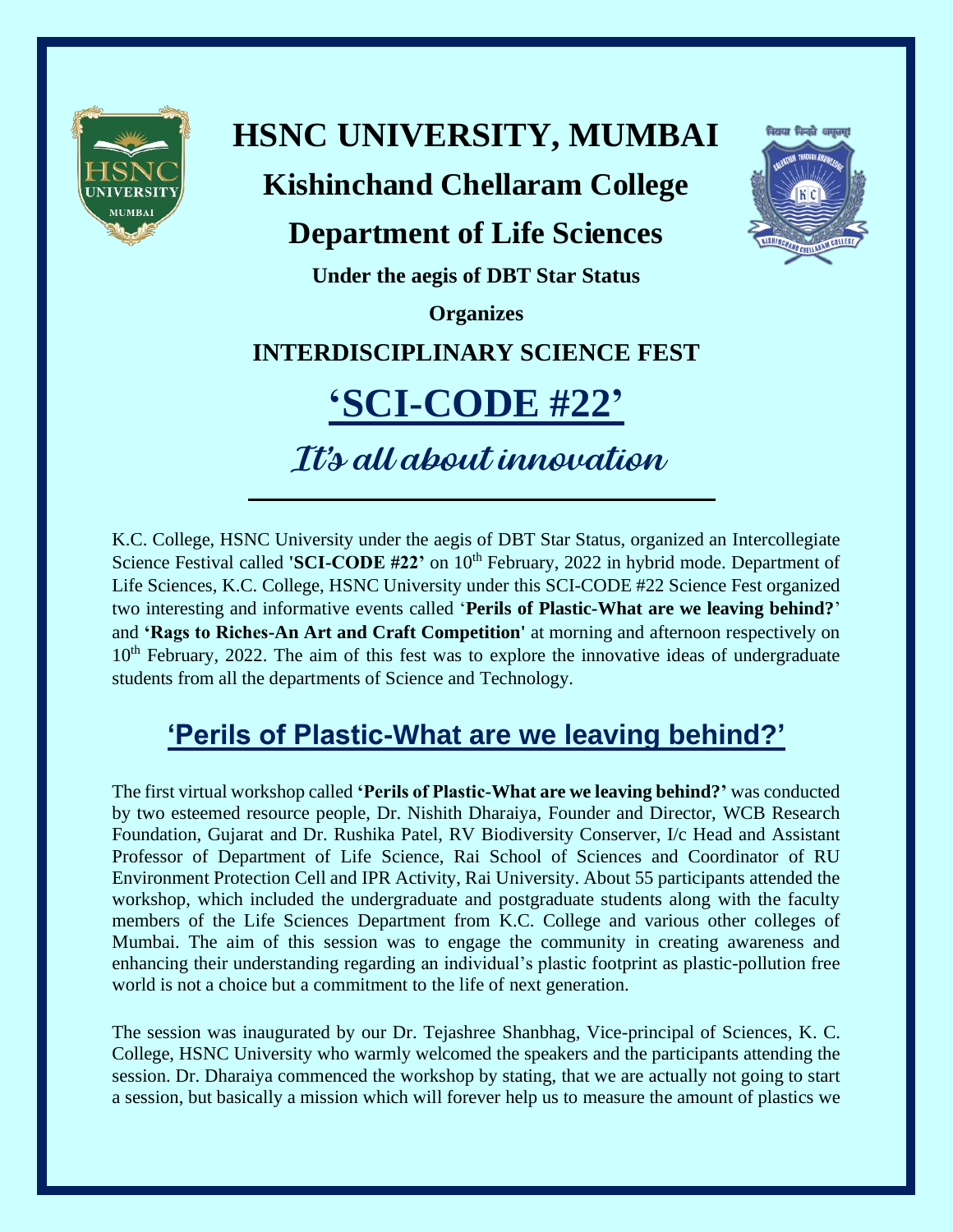# HSNC UNIVERSITY, MUMBAI

## Kishinchand Chellaram College

## Department of Life Sciences

**Under the aegis of DBT Star Status**

**Organizes**

**INTERDISCIPLINARY SCIENCE FEST**

# 'SCI-CODE #22'

*It's all about innovation*

---

K.C. College, HSNC University under the aegis of DBT Star Status, organized an Intercollegiate Science Festival called **'SCI-CODE #22'** on 10th February, 2022 in hybrid mode. Department of Life Sciences, K.C. College, HSNC University under this SCI-CODE #22 Science Fest organized two interesting and informative events called '**Perils of Plastic-What are we leaving behind?**' and **'Rags to Riches-An Art and Craft Competition'** at morning and afternoon respectively on 10th February, 2022. The aim of this fest was to explore the innovative ideas of undergraduate students from all the departments of Science and Technology.

## 'Perils of Plastic-What are we leaving behind?'

The first virtual workshop called **'Perils of Plastic-What are we leaving behind?'** was conducted by two esteemed resource people, Dr. Nishith Dharaiya, Founder and Director, WCB Research Foundation, Gujarat and Dr. Rushika Patel, RV Biodiversity Conserver, I/c Head and Assistant Professor of Department of Life Science, Rai School of Sciences and Coordinator of RU Environment Protection Cell and IPR Activity, Rai University. About 55 participants attended the workshop, which included the undergraduate and postgraduate students along with the faculty members of the Life Sciences Department from K.C. College and various other colleges of Mumbai. The aim of this session was to engage the community in creating awareness and enhancing their understanding regarding an individual's plastic footprint as plastic-pollution free world is not a choice but a commitment to the life of next generation.

The session was inaugurated by our Dr. Tejashree Shanbhag, Vice-principal of Sciences, K. C. College, HSNC University who warmly welcomed the speakers and the participants attending the session. Dr. Dharaiya commenced the workshop by stating, that we are actually not going to start a session, but basically a mission which will forever help us to measure the amount of plastics we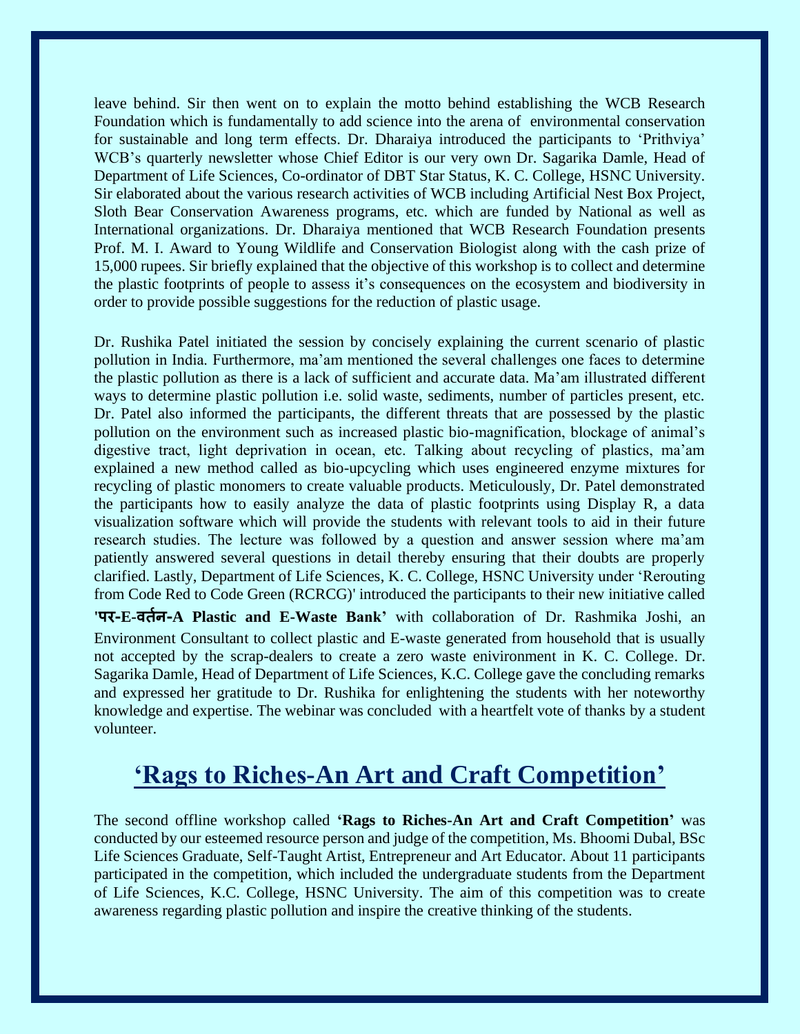leave behind. Sir then went on to explain the motto behind establishing the WCB Research Foundation which is fundamentally to add science into the arena of environmental conservation for sustainable and long term effects. Dr. Dharaiya introduced the participants to 'Prithviya' WCB's quarterly newsletter whose Chief Editor is our very own Dr. Sagarika Damle, Head of Department of Life Sciences, Co-ordinator of DBT Star Status, K. C. College, HSNC University. Sir elaborated about the various research activities of WCB including Artificial Nest Box Project, Sloth Bear Conservation Awareness programs, etc. which are funded by National as well as International organizations. Dr. Dharaiya mentioned that WCB Research Foundation presents Prof. M. I. Award to Young Wildlife and Conservation Biologist along with the cash prize of 15,000 rupees. Sir briefly explained that the objective of this workshop is to collect and determine the plastic footprints of people to assess it's consequences on the ecosystem and biodiversity in order to provide possible suggestions for the reduction of plastic usage.

Dr. Rushika Patel initiated the session by concisely explaining the current scenario of plastic pollution in India. Furthermore, ma'am mentioned the several challenges one faces to determine the plastic pollution as there is a lack of sufficient and accurate data. Ma'am illustrated different ways to determine plastic pollution i.e. solid waste, sediments, number of particles present, etc. Dr. Patel also informed the participants, the different threats that are possessed by the plastic pollution on the environment such as increased plastic bio-magnification, blockage of animal's digestive tract, light deprivation in ocean, etc. Talking about recycling of plastics, ma'am explained a new method called as bio-upcycling which uses engineered enzyme mixtures for recycling of plastic monomers to create valuable products. Meticulously, Dr. Patel demonstrated the participants how to easily analyze the data of plastic footprints using Display R, a data visualization software which will provide the students with relevant tools to aid in their future research studies. The lecture was followed by a question and answer session where ma'am patiently answered several questions in detail thereby ensuring that their doubts are properly clarified. Lastly, Department of Life Sciences, K. C. College, HSNC University under 'Rerouting from Code Red to Code Green (RCRCG)' introduced the participants to their new initiative called **'पर-E-वर्तन-A Plastic and E-Waste Bank'** with collaboration of Dr. Rashmika Joshi, an Environment Consultant to collect plastic and E-waste generated from household that is usually not accepted by the scrap-dealers to create a zero waste enivironment in K. C. College. Dr. Sagarika Damle, Head of Department of Life Sciences, K.C. College gave the concluding remarks and expressed her gratitude to Dr. Rushika for enlightening the students with her noteworthy knowledge and expertise. The webinar was concluded with a heartfelt vote of thanks by a student volunteer.

## 'Rags to Riches-An Art and Craft Competition'

The second offline workshop called **'Rags to Riches-An Art and Craft Competition'** was conducted by our esteemed resource person and judge of the competition, Ms. Bhoomi Dubal, BSc Life Sciences Graduate, Self-Taught Artist, Entrepreneur and Art Educator. About 11 participants participated in the competition, which included the undergraduate students from the Department of Life Sciences, K.C. College, HSNC University. The aim of this competition was to create awareness regarding plastic pollution and inspire the creative thinking of the students.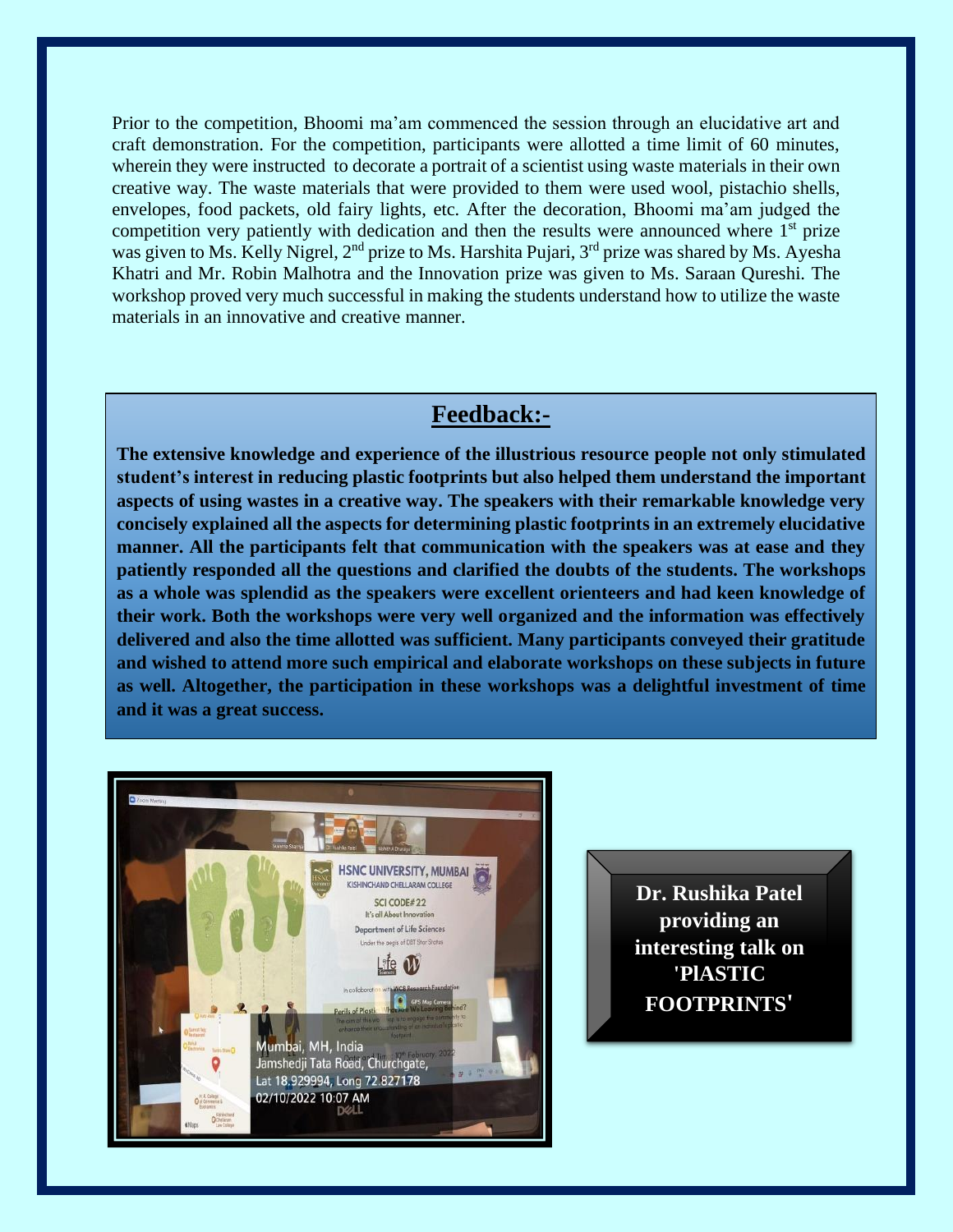Prior to the competition, Bhoomi ma'am commenced the session through an elucidative art and craft demonstration. For the competition, participants were allotted a time limit of 60 minutes, wherein they were instructed to decorate a portrait of a scientist using waste materials in their own creative way. The waste materials that were provided to them were used wool, pistachio shells, envelopes, food packets, old fairy lights, etc. After the decoration, Bhoomi ma'am judged the competition very patiently with dedication and then the results were announced where 1st prize was given to Ms. Kelly Nigrel, 2nd prize to Ms. Harshita Pujari, 3rd prize was shared by Ms. Ayesha Khatri and Mr. Robin Malhotra and the Innovation prize was given to Ms. Saraan Qureshi. The workshop proved very much successful in making the students understand how to utilize the waste materials in an innovative and creative manner.

## Feedback:-

**The extensive knowledge and experience of the illustrious resource people not only stimulated student's interest in reducing plastic footprints but also helped them understand the important aspects of using wastes in a creative way. The speakers with their remarkable knowledge very concisely explained all the aspects for determining plastic footprints in an extremely elucidative manner. All the participants felt that communication with the speakers was at ease and they patiently responded all the questions and clarified the doubts of the students. The workshops as a whole was splendid as the speakers were excellent orienteers and had keen knowledge of their work. Both the workshops were very well organized and the information was effectively delivered and also the time allotted was sufficient. Many participants conveyed their gratitude and wished to attend more such empirical and elaborate workshops on these subjects in future as well. Altogether, the participation in these workshops was a delightful investment of time and it was a great success.**

**Dr. Rushika Patel providing an interesting talk on 'PlASTIC FOOTPRINTS'**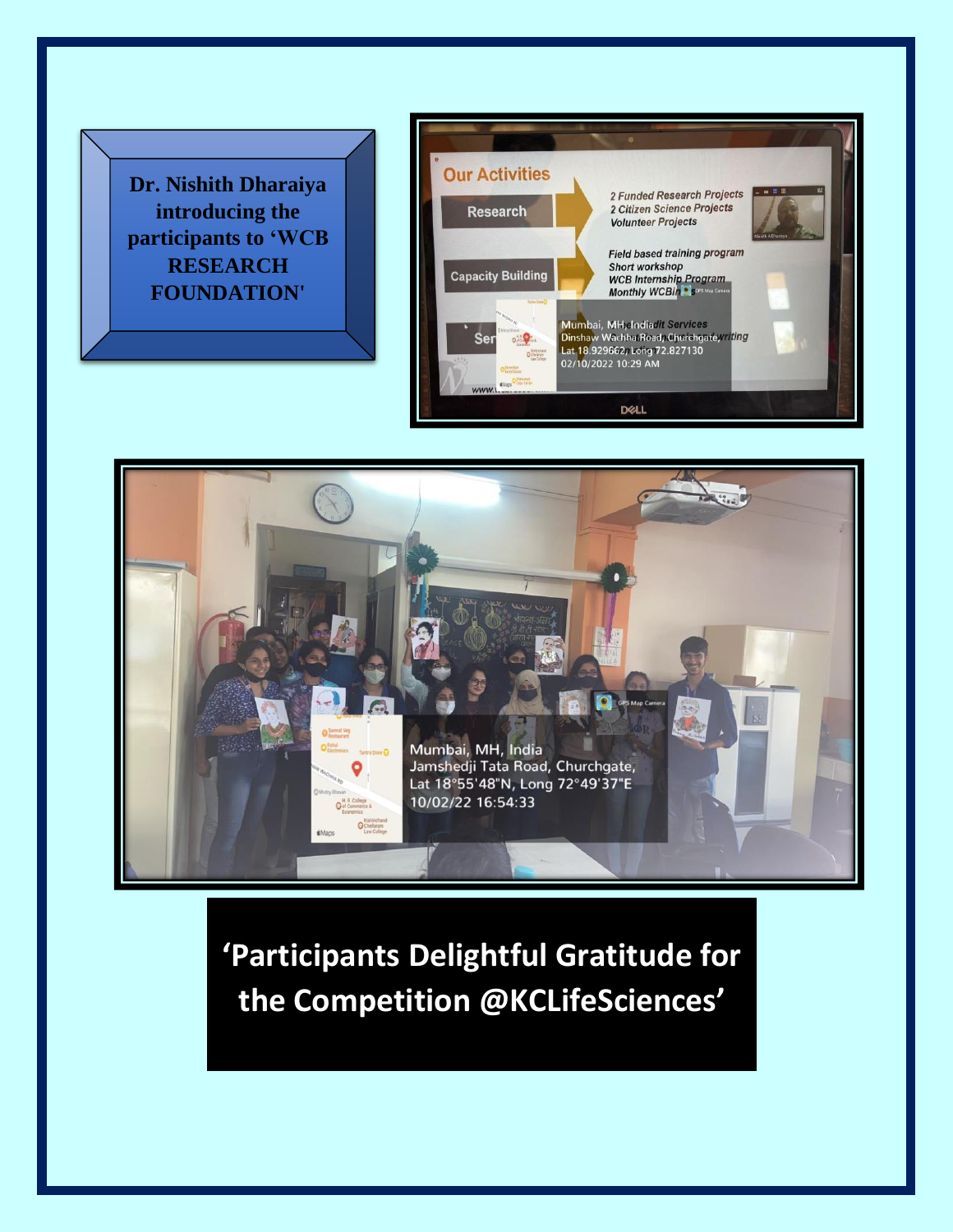**Dr. Nishith Dharaiya introducing the participants to 'WCB RESEARCH FOUNDATION'**

**'Participants Delightful Gratitude for the Competition @KCLifeSciences'**